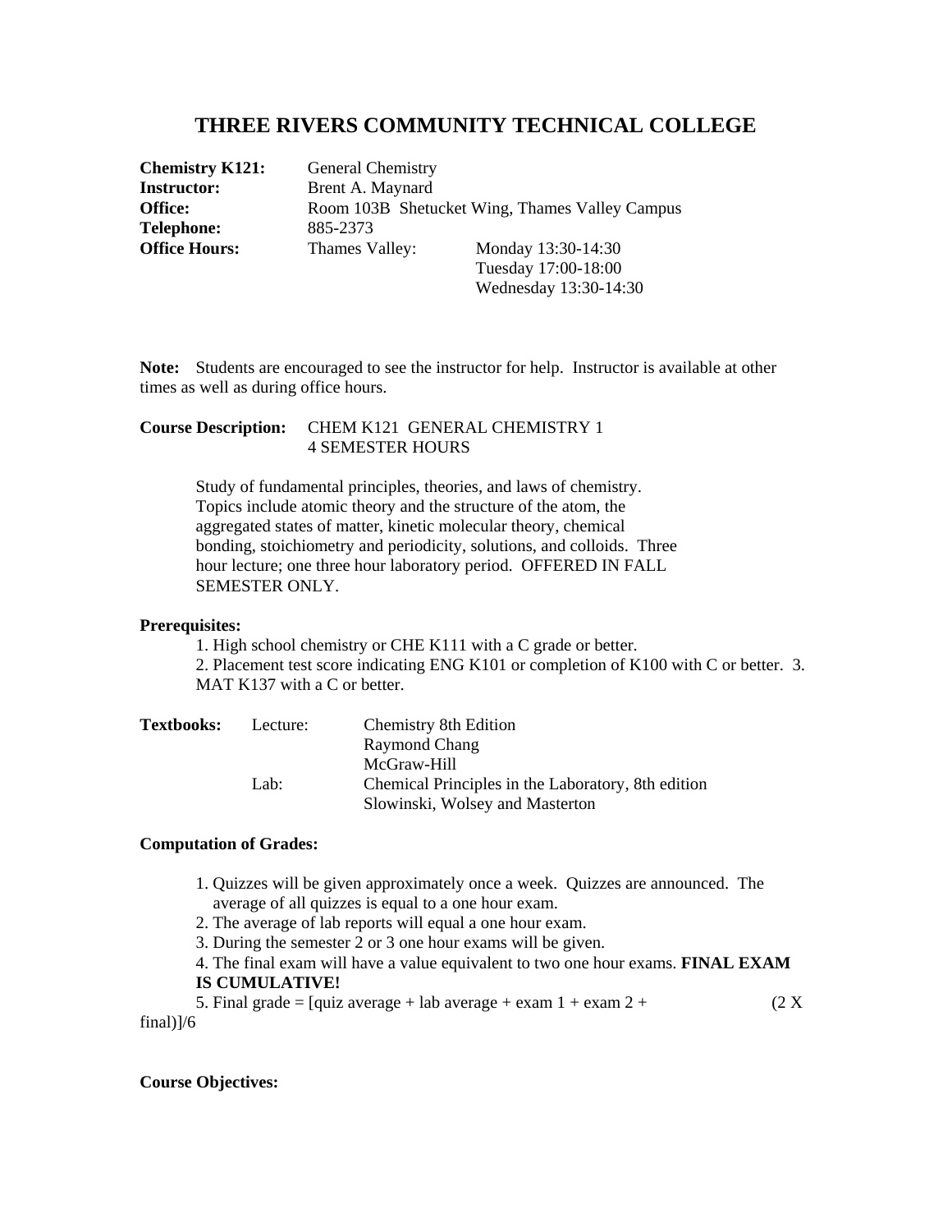# THREE RIVERS COMMUNITY TECHNICAL COLLEGE

**Chemistry K121:** General Chemistry
**Instructor:** Brent A. Maynard
**Office:** Room 103B Shetucket Wing, Thames Valley Campus
**Telephone:** 885-2373
**Office Hours:** Thames Valley: Monday 13:30-14:30
Tuesday 17:00-18:00
Wednesday 13:30-14:30

**Note:** Students are encouraged to see the instructor for help. Instructor is available at other times as well as during office hours.

**Course Description:** CHEM K121 GENERAL CHEMISTRY 1
4 SEMESTER HOURS

Study of fundamental principles, theories, and laws of chemistry. Topics include atomic theory and the structure of the atom, the aggregated states of matter, kinetic molecular theory, chemical bonding, stoichiometry and periodicity, solutions, and colloids. Three hour lecture; one three hour laboratory period. OFFERED IN FALL SEMESTER ONLY.

**Prerequisites:**

1. High school chemistry or CHE K111 with a C grade or better.
2. Placement test score indicating ENG K101 or completion of K100 with C or better.
3. MAT K137 with a C or better.

**Textbooks:**

Lecture: Chemistry 8th Edition
Raymond Chang
McGraw-Hill

Lab: Chemical Principles in the Laboratory, 8th edition
Slowinski, Wolsey and Masterton

**Computation of Grades:**

1. Quizzes will be given approximately once a week. Quizzes are announced. The average of all quizzes is equal to a one hour exam.
2. The average of lab reports will equal a one hour exam.
3. During the semester 2 or 3 one hour exams will be given.
4. The final exam will have a value equivalent to two one hour exams. **FINAL EXAM IS CUMULATIVE!**
5. Final grade = [quiz average + lab average + exam 1 + exam 2 + (2 X final)]/6

**Course Objectives:**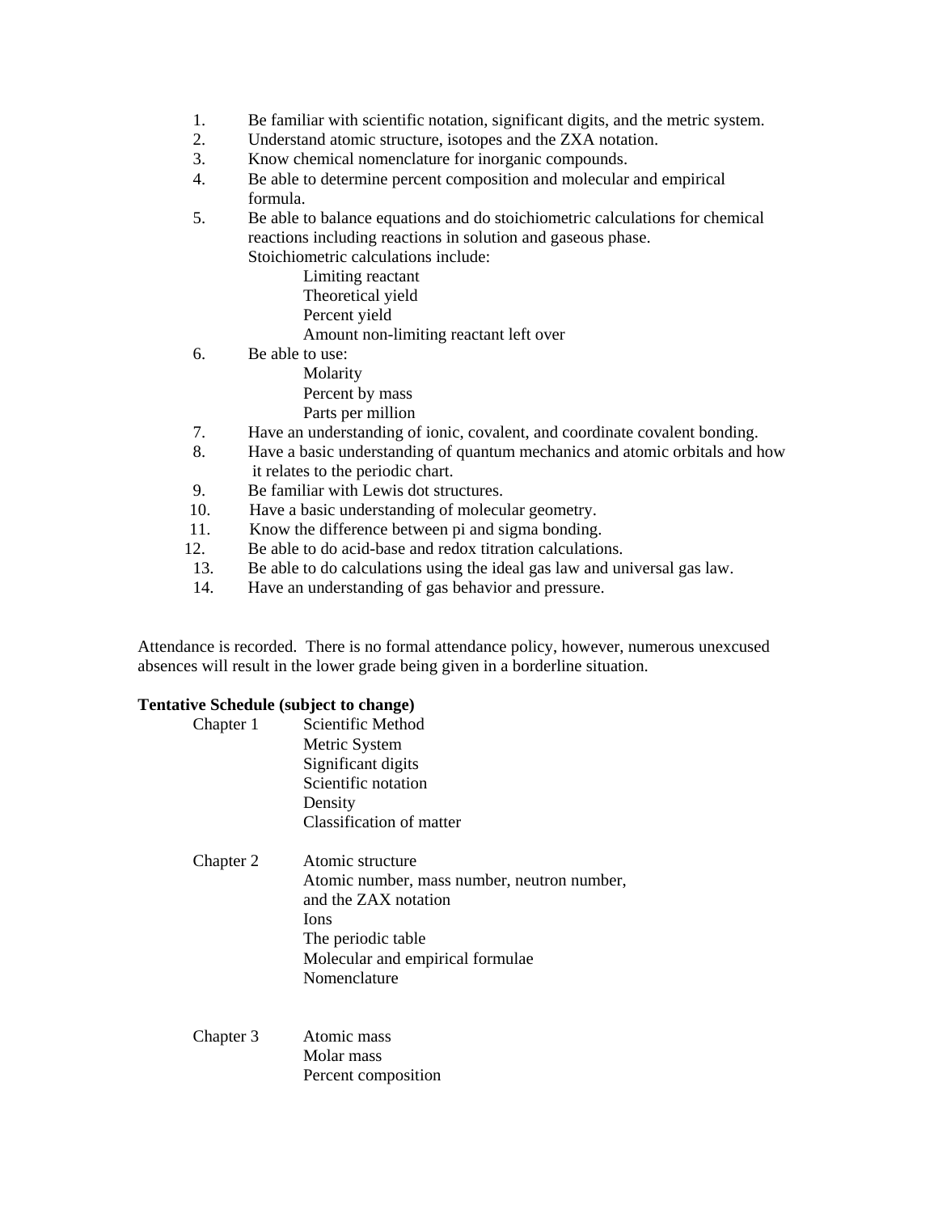1. Be familiar with scientific notation, significant digits, and the metric system.
2. Understand atomic structure, isotopes and the ZXA notation.
3. Know chemical nomenclature for inorganic compounds.
4. Be able to determine percent composition and molecular and empirical formula.
5. Be able to balance equations and do stoichiometric calculations for chemical reactions including reactions in solution and gaseous phase.
   Stoichiometric calculations include:
   - Limiting reactant
   - Theoretical yield
   - Percent yield
   - Amount non-limiting reactant left over
6. Be able to use:
   - Molarity
   - Percent by mass
   - Parts per million
7. Have an understanding of ionic, covalent, and coordinate covalent bonding.
8. Have a basic understanding of quantum mechanics and atomic orbitals and how it relates to the periodic chart.
9. Be familiar with Lewis dot structures.
10. Have a basic understanding of molecular geometry.
11. Know the difference between pi and sigma bonding.
12. Be able to do acid-base and redox titration calculations.
13. Be able to do calculations using the ideal gas law and universal gas law.
14. Have an understanding of gas behavior and pressure.

Attendance is recorded. There is no formal attendance policy, however, numerous unexcused absences will result in the lower grade being given in a borderline situation.

**Tentative Schedule (subject to change)**

Chapter 1
- Scientific Method
- Metric System
- Significant digits
- Scientific notation
- Density
- Classification of matter

Chapter 2
- Atomic structure
- Atomic number, mass number, neutron number, and the ZAX notation
- Ions
- The periodic table
- Molecular and empirical formulae
- Nomenclature

Chapter 3
- Atomic mass
- Molar mass
- Percent composition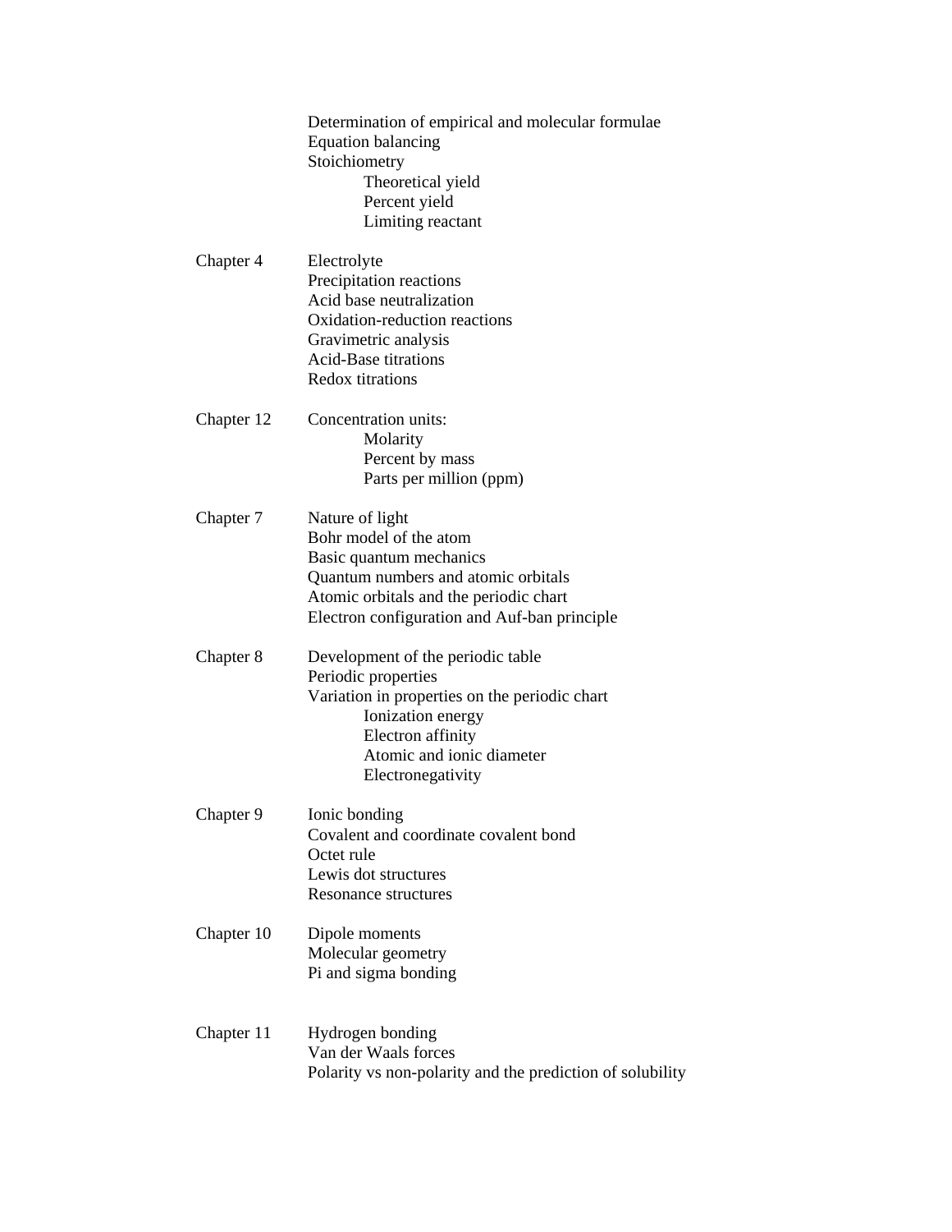- Determination of empirical and molecular formulae
- Equation balancing
- Stoichiometry
  - Theoretical yield
  - Percent yield
  - Limiting reactant

**Chapter 4**

- Electrolyte
- Precipitation reactions
- Acid base neutralization
- Oxidation-reduction reactions
- Gravimetric analysis
- Acid-Base titrations
- Redox titrations

**Chapter 12**

- Concentration units:
  - Molarity
  - Percent by mass
  - Parts per million (ppm)

**Chapter 7**

- Nature of light
- Bohr model of the atom
- Basic quantum mechanics
- Quantum numbers and atomic orbitals
- Atomic orbitals and the periodic chart
- Electron configuration and Auf-ban principle

**Chapter 8**

- Development of the periodic table
- Periodic properties
- Variation in properties on the periodic chart
  - Ionization energy
  - Electron affinity
  - Atomic and ionic diameter
  - Electronegativity

**Chapter 9**

- Ionic bonding
- Covalent and coordinate covalent bond
- Octet rule
- Lewis dot structures
- Resonance structures

**Chapter 10**

- Dipole moments
- Molecular geometry
- Pi and sigma bonding

**Chapter 11**

- Hydrogen bonding
- Van der Waals forces
- Polarity vs non-polarity and the prediction of solubility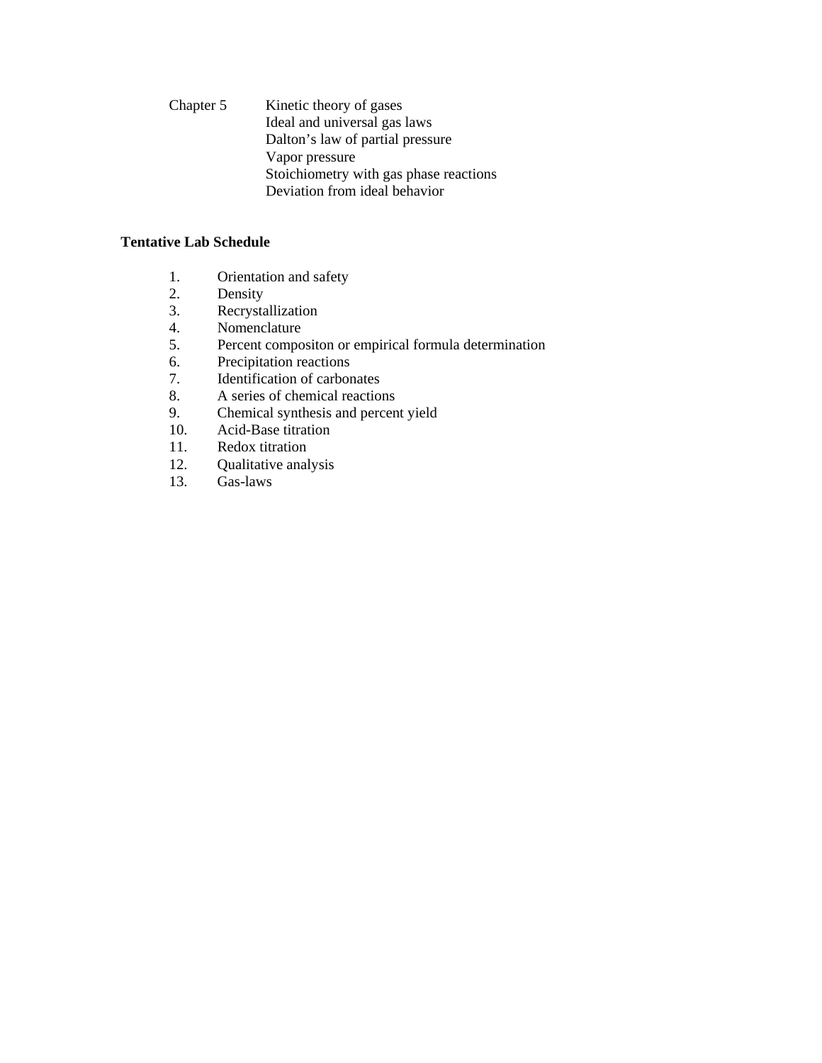Chapter 5 Kinetic theory of gases
Ideal and universal gas laws
Dalton's law of partial pressure
Vapor pressure
Stoichiometry with gas phase reactions
Deviation from ideal behavior

**Tentative Lab Schedule**

1. Orientation and safety
2. Density
3. Recrystallization
4. Nomenclature
5. Percent compositon or empirical formula determination
6. Precipitation reactions
7. Identification of carbonates
8. A series of chemical reactions
9. Chemical synthesis and percent yield
10. Acid-Base titration
11. Redox titration
12. Qualitative analysis
13. Gas-laws